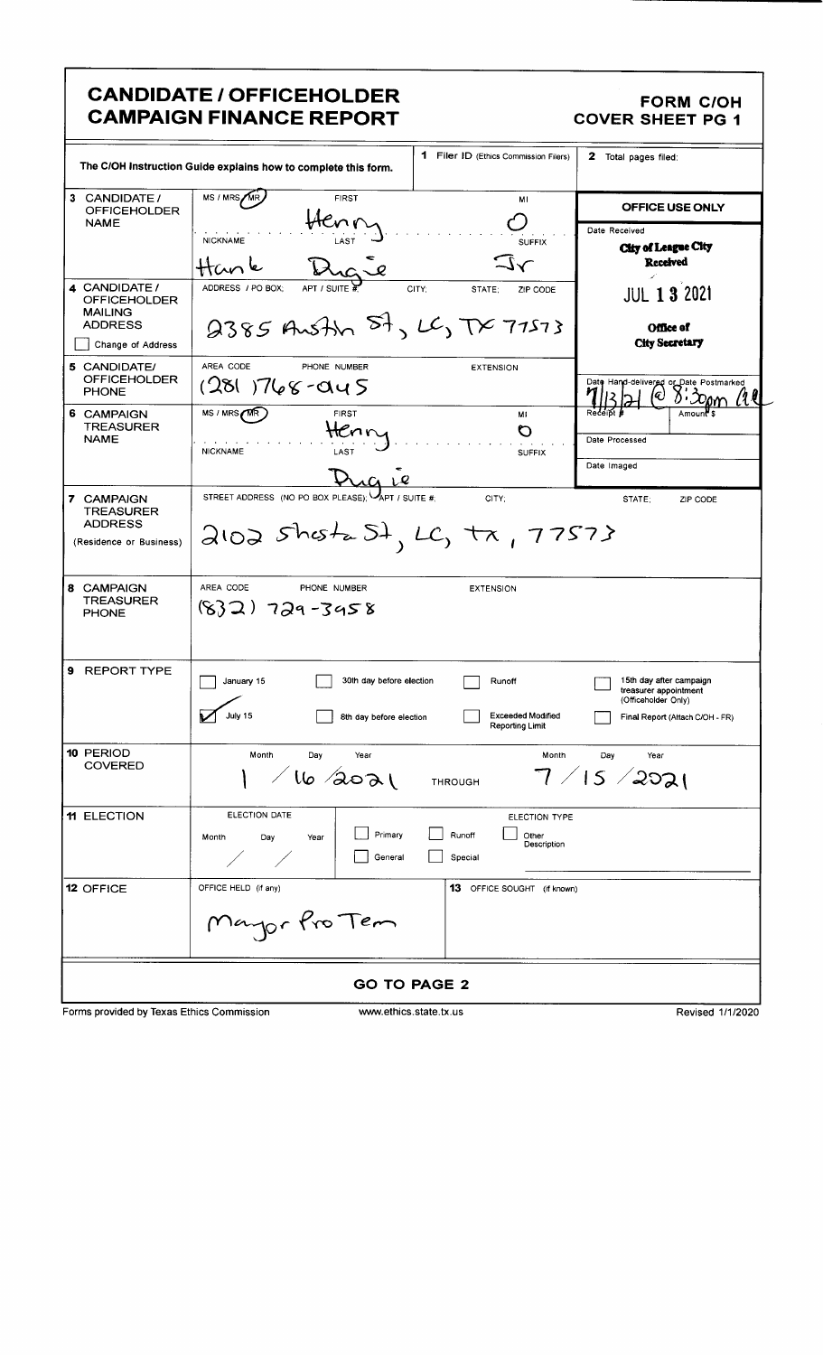# CANDIDATE / OFFICEHOLDER CAMPAIGN FINANCE REPORT

**FORM C/OH**
**COVER SHEET PG 1**

The C/OH Instruction Guide explains how to complete this form.

**1** Filer ID (Ethics Commission Filers):

**2** Total pages filed:

**OFFICE USE ONLY**

Date Received: City of League City Received JUL 13 2021 Office of City Secretary

Date Hand-delivered or Date Postmarked: 7/13/21 @ 8:30pm

Receipt #: 

Amount $: 

Date Processed:

Date Imaged:

**3 CANDIDATE / OFFICEHOLDER NAME**

| MS / MRS / MR | FIRST | MI |
|---|---|---|
| MR | Henry | J |

| NICKNAME | LAST | SUFFIX |
|---|---|---|
| Hank | Dugie | Jr |

**4 CANDIDATE / OFFICEHOLDER MAILING ADDRESS**

☐ Change of Address

ADDRESS / PO BOX; APT / SUITE #; CITY; STATE; ZIP CODE

2385 Austin St, LC, TX 77573

**5 CANDIDATE / OFFICEHOLDER PHONE**

AREA CODE / PHONE NUMBER / EXTENSION

(281) 768-0445

**6 CAMPAIGN TREASURER NAME**

| MS / MRS / MR | FIRST | MI |
|---|---|---|
| MR | Henry | O |

| NICKNAME | LAST | SUFFIX |
|---|---|---|
| | Dugie | |

**7 CAMPAIGN TREASURER ADDRESS (Residence or Business)**

STREET ADDRESS (NO PO BOX PLEASE); APT / SUITE #; CITY; STATE; ZIP CODE

2102 Shasta St, LC, tx, 77573

**8 CAMPAIGN TREASURER PHONE**

AREA CODE / PHONE NUMBER / EXTENSION

(832) 729-3958

**9 REPORT TYPE**

- ☐ January 15
- ☑ July 15
- ☐ 30th day before election
- ☐ 8th day before election
- ☐ Runoff
- ☐ Exceeded Modified Reporting Limit
- ☐ 15th day after campaign treasurer appointment (Officeholder Only)
- ☐ Final Report (Attach C/OH - FR)

**10 PERIOD COVERED**

Month / Day / Year: 1 / 16 / 2021 THROUGH Month / Day / Year: 7 / 15 / 2021

**11 ELECTION**

ELECTION DATE: Month / Day / Year: / /

ELECTION TYPE:

- ☐ Primary
- ☐ General
- ☐ Runoff
- ☐ Special
- ☐ Other Description

**12 OFFICE**

OFFICE HELD (if any): Mayor Pro Tem

**13** OFFICE SOUGHT (if known):

**GO TO PAGE 2**

Forms provided by Texas Ethics Commission www.ethics.state.tx.us Revised 1/1/2020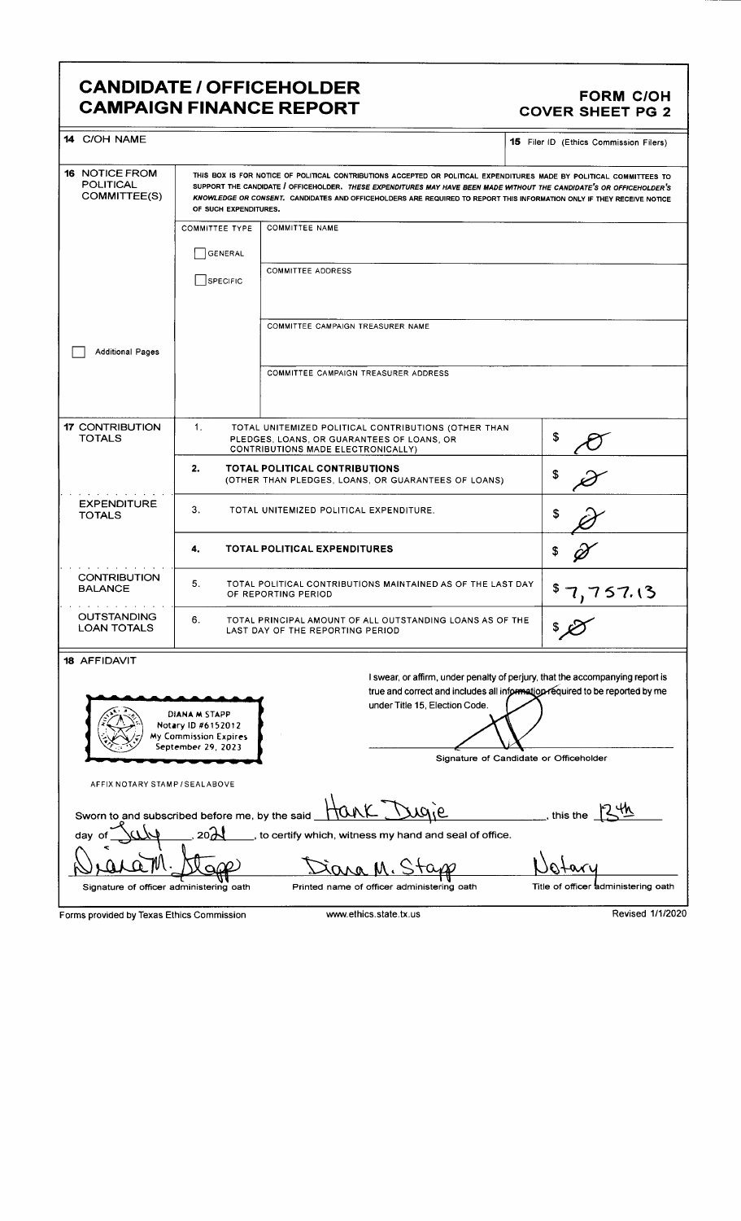# CANDIDATE / OFFICEHOLDER CAMPAIGN FINANCE REPORT

**FORM C/OH**
**COVER SHEET PG 2**

| | | |
|---|---|---|
| **14** C/OH NAME | | **15** Filer ID (Ethics Commission Filers) |

**16** NOTICE FROM POLITICAL COMMITTEE(S)

THIS BOX IS FOR NOTICE OF POLITICAL CONTRIBUTIONS ACCEPTED OR POLITICAL EXPENDITURES MADE BY POLITICAL COMMITTEES TO SUPPORT THE CANDIDATE / OFFICEHOLDER. *THESE EXPENDITURES MAY HAVE BEEN MADE WITHOUT THE CANDIDATE'S OR OFFICEHOLDER'S KNOWLEDGE OR CONSENT.* CANDIDATES AND OFFICEHOLDERS ARE REQUIRED TO REPORT THIS INFORMATION ONLY IF THEY RECEIVE NOTICE OF SUCH EXPENDITURES.

| COMMITTEE TYPE | |
|---|---|
| ☐ GENERAL | COMMITTEE NAME |
| ☐ SPECIFIC | COMMITTEE ADDRESS |
| | COMMITTEE CAMPAIGN TREASURER NAME |
| | COMMITTEE CAMPAIGN TREASURER ADDRESS |

☐ Additional Pages

| | | | |
|---|---|---|---|
| **17** CONTRIBUTION TOTALS | 1. | TOTAL UNITEMIZED POLITICAL CONTRIBUTIONS (OTHER THAN PLEDGES, LOANS, OR GUARANTEES OF LOANS, OR CONTRIBUTIONS MADE ELECTRONICALLY) | $ Ø |
| | **2.** | **TOTAL POLITICAL CONTRIBUTIONS** (OTHER THAN PLEDGES, LOANS, OR GUARANTEES OF LOANS) | $ Ø |
| EXPENDITURE TOTALS | 3. | TOTAL UNITEMIZED POLITICAL EXPENDITURE. | $ Ø |
| | **4.** | **TOTAL POLITICAL EXPENDITURES** | $ Ø |
| CONTRIBUTION BALANCE | 5. | TOTAL POLITICAL CONTRIBUTIONS MAINTAINED AS OF THE LAST DAY OF REPORTING PERIOD | $ 7,757.13 |
| OUTSTANDING LOAN TOTALS | 6. | TOTAL PRINCIPAL AMOUNT OF ALL OUTSTANDING LOANS AS OF THE LAST DAY OF THE REPORTING PERIOD | $ Ø |

**18** AFFIDAVIT

DIANA M STAPP
Notary ID #6152012
My Commission Expires
September 29, 2023

I swear, or affirm, under penalty of perjury, that the accompanying report is true and correct and includes all information required to be reported by me under Title 15, Election Code.

Signature of Candidate or Officeholder

AFFIX NOTARY STAMP / SEALABOVE

Sworn to and subscribed before me, by the said Hank Dugie, this the 13th day of July, 2021, to certify which, witness my hand and seal of office.

| Diana M. Stapp | Diana M. Stapp | Notary |
|---|---|---|
| Signature of officer administering oath | Printed name of officer administering oath | Title of officer administering oath |

Forms provided by Texas Ethics Commission www.ethics.state.tx.us Revised 1/1/2020